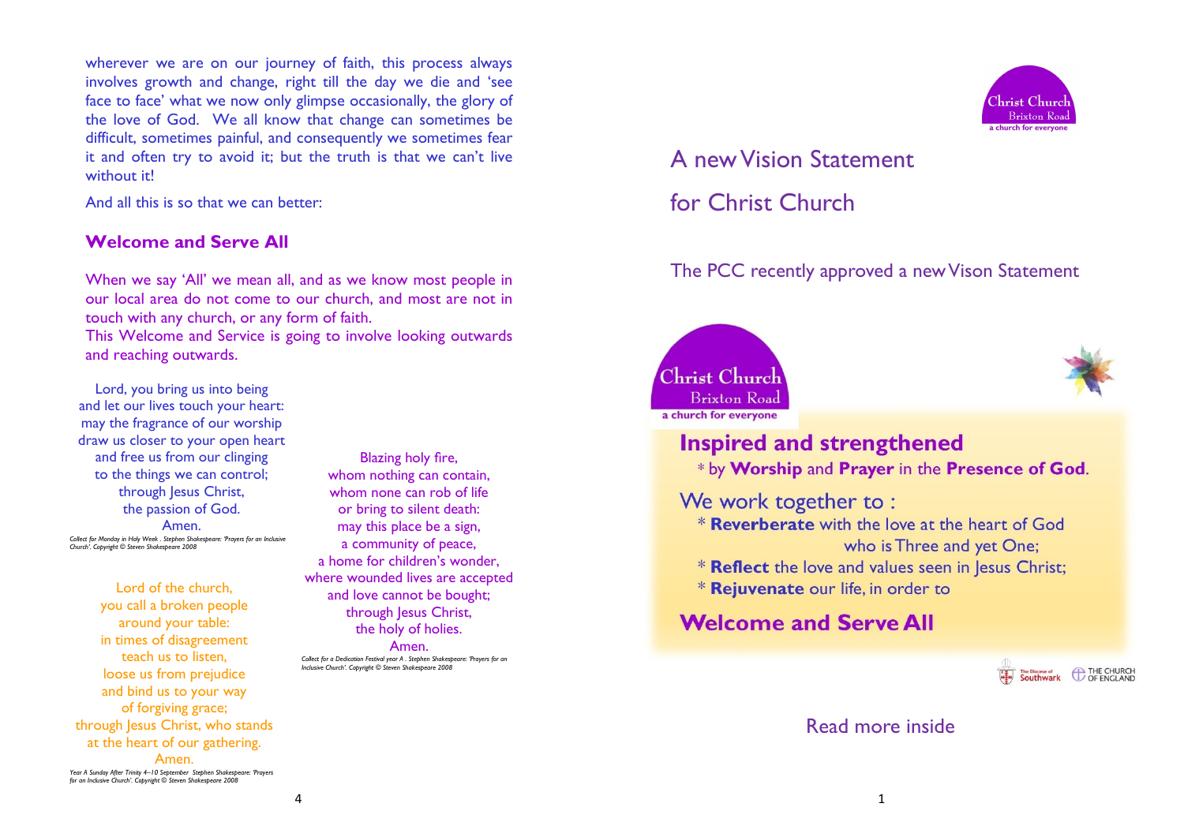wherever we are on our journey of faith, this process always involves growth and change, right till the day we die and 'see face to face' what we now only glimpse occasionally, the glory of the love of God. We all know that change can sometimes be difficult, sometimes painful, and consequently we sometimes fear it and often try to avoid it; but the truth is that we can't live without it!

And all this is so that we can better:

## Welcome and Serve All

When we say 'All' we mean all, and as we know most people in our local area do not come to our church, and most are not in touch with any church, or any form of faith.
This Welcome and Service is going to involve looking outwards and reaching outwards.

Lord, you bring us into being
and let our lives touch your heart:
may the fragrance of our worship
draw us closer to your open heart
and free us from our clinging
to the things we can control;
through Jesus Christ,
the passion of God.
Amen.

*Collect for Monday in Holy Week . Stephen Shakespeare: 'Prayers for an Inclusive Church'. Copyright © Steven Shakespeare 2008*

Lord of the church,
you call a broken people
around your table:
in times of disagreement
teach us to listen,
loose us from prejudice
and bind us to your way
of forgiving grace;
through Jesus Christ, who stands
at the heart of our gathering.
Amen.

*Year A Sunday After Trinity 4–10 September Stephen Shakespeare: 'Prayers for an Inclusive Church'. Copyright © Steven Shakespeare 2008*

Blazing holy fire,
whom nothing can contain,
whom none can rob of life
or bring to silent death:
may this place be a sign,
a community of peace,
a home for children's wonder,
where wounded lives are accepted
and love cannot be bought;
through Jesus Christ,
the holy of holies.
Amen.

*Collect for a Dedication Festival year A . Stephen Shakespeare: 'Prayers for an Inclusive Church'. Copyright © Steven Shakespeare 2008*

Christ Church
Brixton Road
a church for everyone

# A new Vision Statement for Christ Church

The PCC recently approved a new Vison Statement

Christ Church
Brixton Road
a church for everyone

## Inspired and strengthened

* by **Worship** and **Prayer** in the **Presence of God**.

We work together to :

* **Reverberate** with the love at the heart of God who is Three and yet One;
* **Reflect** the love and values seen in Jesus Christ;
* **Rejuvenate** our life, in order to

## Welcome and Serve All

The Diocese of Southwark THE CHURCH OF ENGLAND

Read more inside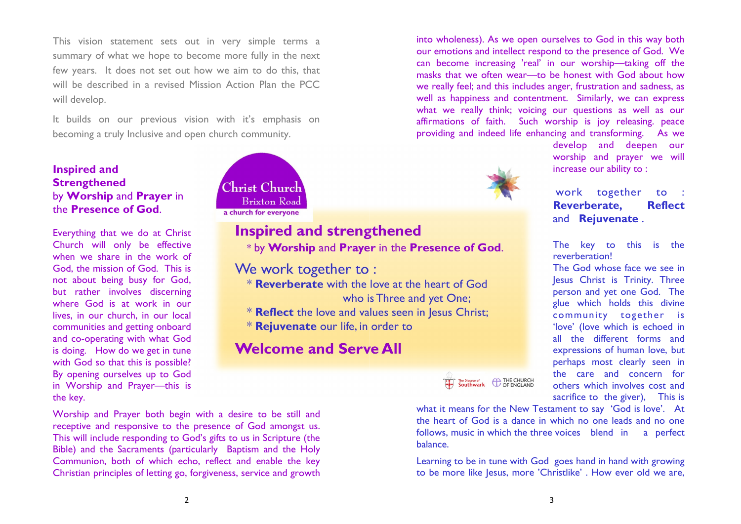This vision statement sets out in very simple terms a summary of what we hope to become more fully in the next few years. It does not set out how we aim to do this, that will be described in a revised Mission Action Plan the PCC will develop.

It builds on our previous vision with it's emphasis on becoming a truly Inclusive and open church community.

## **Inspired and Strengthened** by **Worship** and **Prayer** in the **Presence of God**.

Everything that we do at Christ Church will only be effective when we share in the work of God, the mission of God. This is not about being busy for God, but rather involves discerning where God is at work in our lives, in our church, in our local communities and getting onboard and co-operating with what God is doing. How do we get in tune with God so that this is possible? By opening ourselves up to God in Worship and Prayer—this is the key.

Christ Church
Brixton Road
a church for everyone

## Inspired and strengthened

\* by **Worship** and **Prayer** in the **Presence of God**.

We work together to :

\* **Reverberate** with the love at the heart of God who is Three and yet One;
\* **Reflect** the love and values seen in Jesus Christ;
\* **Rejuvenate** our life, in order to

## Welcome and Serve All

The Diocese of Southwark
THE CHURCH OF ENGLAND

Worship and Prayer both begin with a desire to be still and receptive and responsive to the presence of God amongst us. This will include responding to God's gifts to us in Scripture (the Bible) and the Sacraments (particularly Baptism and the Holy Communion, both of which echo, reflect and enable the key Christian principles of letting go, forgiveness, service and growth into wholeness). As we open ourselves to God in this way both our emotions and intellect respond to the presence of God. We can become increasing 'real' in our worship—taking off the masks that we often wear—to be honest with God about how we really feel; and this includes anger, frustration and sadness, as well as happiness and contentment. Similarly, we can express what we really think; voicing our questions as well as our affirmations of faith. Such worship is joy releasing. peace providing and indeed life enhancing and transforming. As we develop and deepen our worship and prayer we will increase our ability to :

work together to : **Reverberate, Reflect** and **Rejuvenate** .

The key to this is the reverberation!

The God whose face we see in Jesus Christ is Trinity. Three person and yet one God. The glue which holds this divine community together is 'love' (love which is echoed in all the different forms and expressions of human love, but perhaps most clearly seen in the care and concern for others which involves cost and sacrifice to the giver), This is what it means for the New Testament to say 'God is love'. At the heart of God is a dance in which no one leads and no one follows, music in which the three voices blend in a perfect balance.

Learning to be in tune with God goes hand in hand with growing to be more like Jesus, more 'Christlike' . How ever old we are,